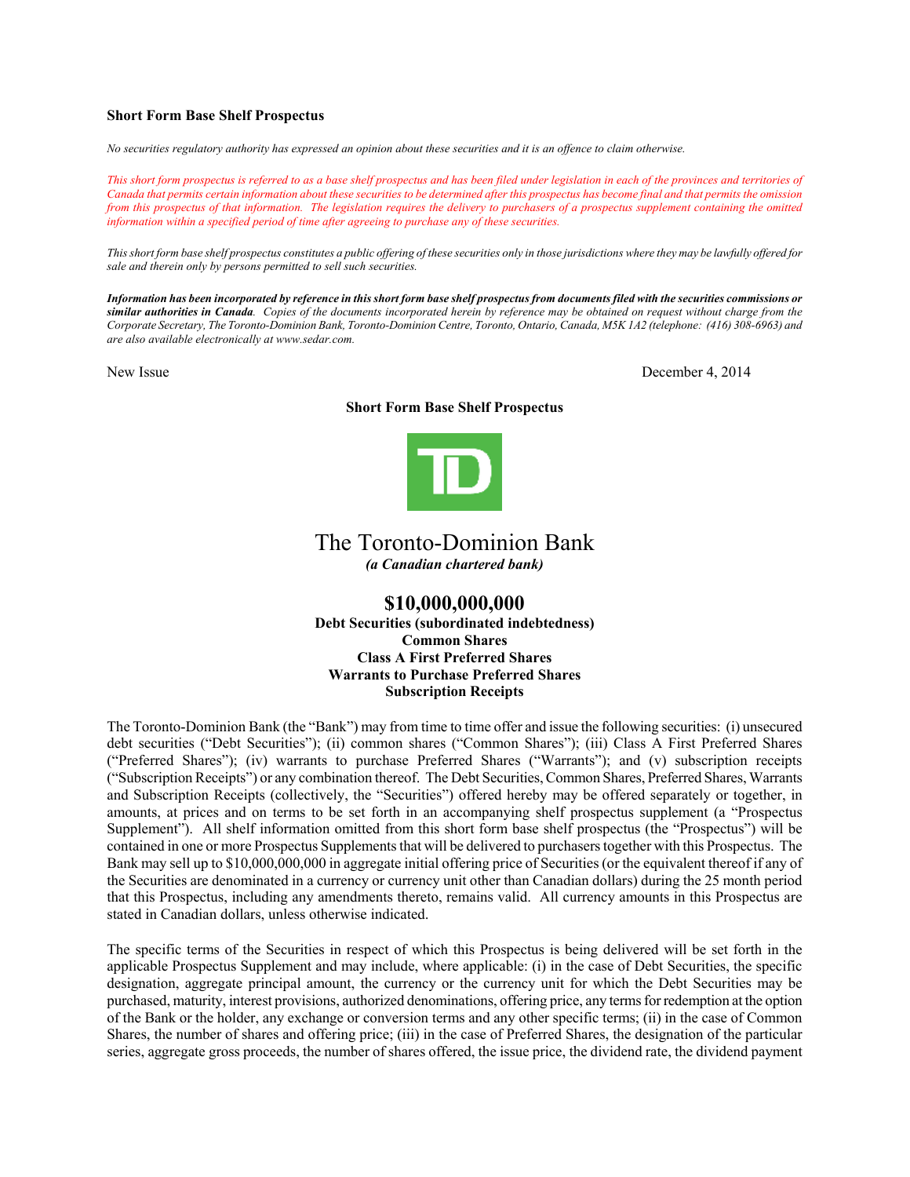**Short Form Base Shelf Prospectus**

*No securities regulatory authority has expressed an opinion about these securities and it is an offence to claim otherwise.*

*This short form prospectus is referred to as a base shelf prospectus and has been filed under legislation in each of the provinces and territories of Canada that permits certain information about these securities to be determined after this prospectus has become final and that permits the omission from this prospectus of that information. The legislation requires the delivery to purchasers of a prospectus supplement containing the omitted information within a specified period of time after agreeing to purchase any of these securities.*

*This short form base shelf prospectus constitutes a public offering of these securities only in those jurisdictions where they may be lawfully offered for sale and therein only by persons permitted to sell such securities.*

***Information has been incorporated by reference in this short form base shelf prospectus from documents filed with the securities commissions or similar authorities in Canada****. Copies of the documents incorporated herein by reference may be obtained on request without charge from the Corporate Secretary, The Toronto-Dominion Bank, Toronto-Dominion Centre, Toronto, Ontario, Canada, M5K 1A2 (telephone: (416) 308-6963) and are also available electronically at www.sedar.com.*

New Issue December 4, 2014

**Short Form Base Shelf Prospectus**

# The Toronto-Dominion Bank

***(a Canadian chartered bank)***

## $10,000,000,000

**Debt Securities (subordinated indebtedness)**
**Common Shares**
**Class A First Preferred Shares**
**Warrants to Purchase Preferred Shares**
**Subscription Receipts**

The Toronto-Dominion Bank (the "Bank") may from time to time offer and issue the following securities: (i) unsecured debt securities ("Debt Securities"); (ii) common shares ("Common Shares"); (iii) Class A First Preferred Shares ("Preferred Shares"); (iv) warrants to purchase Preferred Shares ("Warrants"); and (v) subscription receipts ("Subscription Receipts") or any combination thereof. The Debt Securities, Common Shares, Preferred Shares, Warrants and Subscription Receipts (collectively, the "Securities") offered hereby may be offered separately or together, in amounts, at prices and on terms to be set forth in an accompanying shelf prospectus supplement (a "Prospectus Supplement"). All shelf information omitted from this short form base shelf prospectus (the "Prospectus") will be contained in one or more Prospectus Supplements that will be delivered to purchasers together with this Prospectus. The Bank may sell up to $10,000,000,000 in aggregate initial offering price of Securities (or the equivalent thereof if any of the Securities are denominated in a currency or currency unit other than Canadian dollars) during the 25 month period that this Prospectus, including any amendments thereto, remains valid. All currency amounts in this Prospectus are stated in Canadian dollars, unless otherwise indicated.

The specific terms of the Securities in respect of which this Prospectus is being delivered will be set forth in the applicable Prospectus Supplement and may include, where applicable: (i) in the case of Debt Securities, the specific designation, aggregate principal amount, the currency or the currency unit for which the Debt Securities may be purchased, maturity, interest provisions, authorized denominations, offering price, any terms for redemption at the option of the Bank or the holder, any exchange or conversion terms and any other specific terms; (ii) in the case of Common Shares, the number of shares and offering price; (iii) in the case of Preferred Shares, the designation of the particular series, aggregate gross proceeds, the number of shares offered, the issue price, the dividend rate, the dividend payment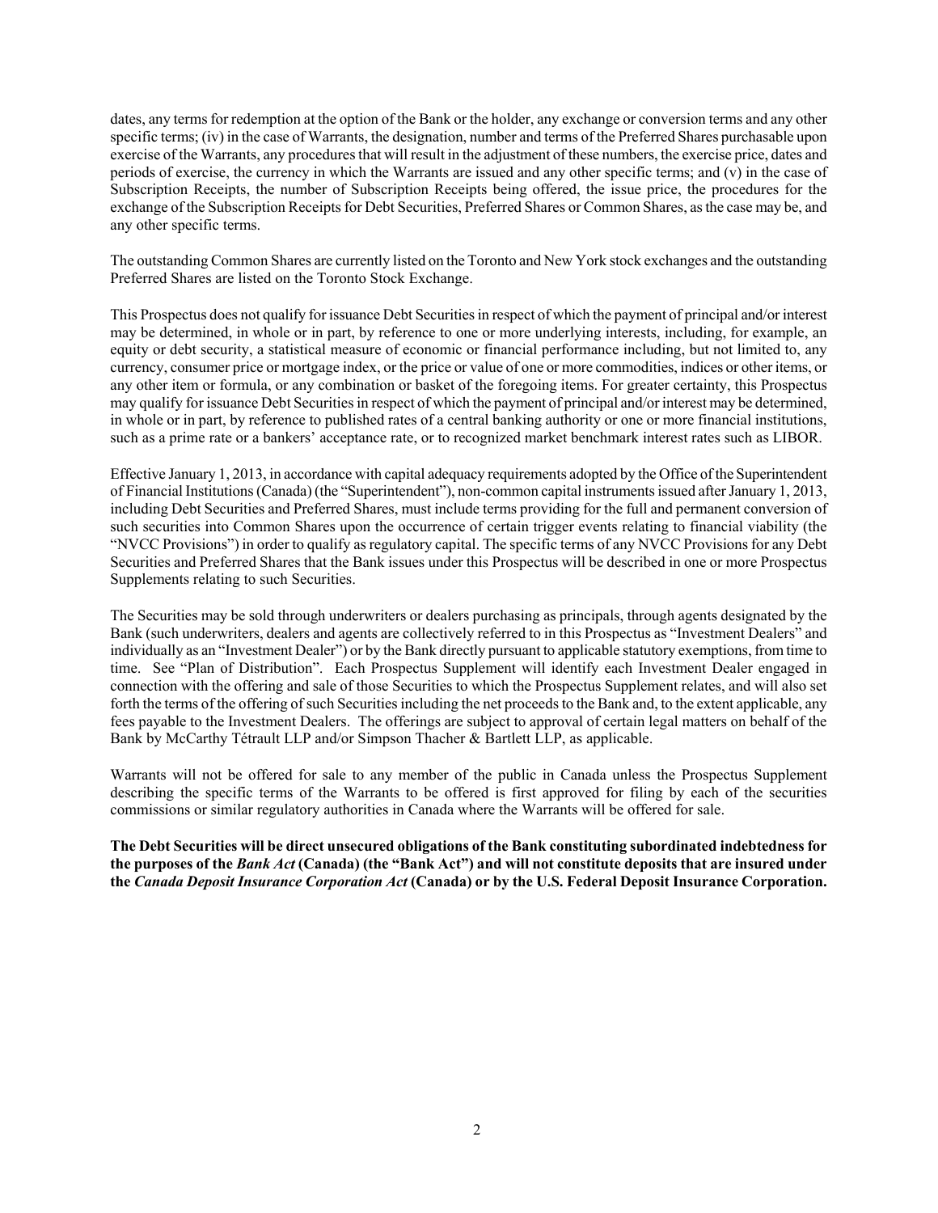dates, any terms for redemption at the option of the Bank or the holder, any exchange or conversion terms and any other specific terms; (iv) in the case of Warrants, the designation, number and terms of the Preferred Shares purchasable upon exercise of the Warrants, any procedures that will result in the adjustment of these numbers, the exercise price, dates and periods of exercise, the currency in which the Warrants are issued and any other specific terms; and (v) in the case of Subscription Receipts, the number of Subscription Receipts being offered, the issue price, the procedures for the exchange of the Subscription Receipts for Debt Securities, Preferred Shares or Common Shares, as the case may be, and any other specific terms.

The outstanding Common Shares are currently listed on the Toronto and New York stock exchanges and the outstanding Preferred Shares are listed on the Toronto Stock Exchange.

This Prospectus does not qualify for issuance Debt Securities in respect of which the payment of principal and/or interest may be determined, in whole or in part, by reference to one or more underlying interests, including, for example, an equity or debt security, a statistical measure of economic or financial performance including, but not limited to, any currency, consumer price or mortgage index, or the price or value of one or more commodities, indices or other items, or any other item or formula, or any combination or basket of the foregoing items. For greater certainty, this Prospectus may qualify for issuance Debt Securities in respect of which the payment of principal and/or interest may be determined, in whole or in part, by reference to published rates of a central banking authority or one or more financial institutions, such as a prime rate or a bankers' acceptance rate, or to recognized market benchmark interest rates such as LIBOR.

Effective January 1, 2013, in accordance with capital adequacy requirements adopted by the Office of the Superintendent of Financial Institutions (Canada) (the "Superintendent"), non-common capital instruments issued after January 1, 2013, including Debt Securities and Preferred Shares, must include terms providing for the full and permanent conversion of such securities into Common Shares upon the occurrence of certain trigger events relating to financial viability (the "NVCC Provisions") in order to qualify as regulatory capital. The specific terms of any NVCC Provisions for any Debt Securities and Preferred Shares that the Bank issues under this Prospectus will be described in one or more Prospectus Supplements relating to such Securities.

The Securities may be sold through underwriters or dealers purchasing as principals, through agents designated by the Bank (such underwriters, dealers and agents are collectively referred to in this Prospectus as "Investment Dealers" and individually as an "Investment Dealer") or by the Bank directly pursuant to applicable statutory exemptions, from time to time. See "Plan of Distribution". Each Prospectus Supplement will identify each Investment Dealer engaged in connection with the offering and sale of those Securities to which the Prospectus Supplement relates, and will also set forth the terms of the offering of such Securities including the net proceeds to the Bank and, to the extent applicable, any fees payable to the Investment Dealers. The offerings are subject to approval of certain legal matters on behalf of the Bank by McCarthy Tétrault LLP and/or Simpson Thacher & Bartlett LLP, as applicable.

Warrants will not be offered for sale to any member of the public in Canada unless the Prospectus Supplement describing the specific terms of the Warrants to be offered is first approved for filing by each of the securities commissions or similar regulatory authorities in Canada where the Warrants will be offered for sale.

**The Debt Securities will be direct unsecured obligations of the Bank constituting subordinated indebtedness for the purposes of the *Bank Act* (Canada) (the "Bank Act") and will not constitute deposits that are insured under the *Canada Deposit Insurance Corporation Act* (Canada) or by the U.S. Federal Deposit Insurance Corporation.**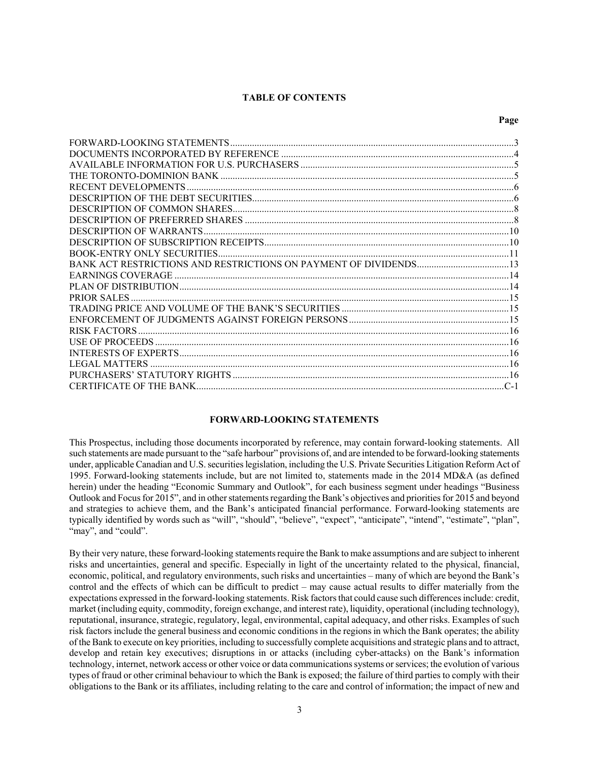## TABLE OF CONTENTS

| | Page |
|---|---|
| FORWARD-LOOKING STATEMENTS | 3 |
| DOCUMENTS INCORPORATED BY REFERENCE | 4 |
| AVAILABLE INFORMATION FOR U.S. PURCHASERS | 5 |
| THE TORONTO-DOMINION BANK | 5 |
| RECENT DEVELOPMENTS | 6 |
| DESCRIPTION OF THE DEBT SECURITIES | 6 |
| DESCRIPTION OF COMMON SHARES | 8 |
| DESCRIPTION OF PREFERRED SHARES | 8 |
| DESCRIPTION OF WARRANTS | 10 |
| DESCRIPTION OF SUBSCRIPTION RECEIPTS | 10 |
| BOOK-ENTRY ONLY SECURITIES | 11 |
| BANK ACT RESTRICTIONS AND RESTRICTIONS ON PAYMENT OF DIVIDENDS | 13 |
| EARNINGS COVERAGE | 14 |
| PLAN OF DISTRIBUTION | 14 |
| PRIOR SALES | 15 |
| TRADING PRICE AND VOLUME OF THE BANK'S SECURITIES | 15 |
| ENFORCEMENT OF JUDGMENTS AGAINST FOREIGN PERSONS | 15 |
| RISK FACTORS | 16 |
| USE OF PROCEEDS | 16 |
| INTERESTS OF EXPERTS | 16 |
| LEGAL MATTERS | 16 |
| PURCHASERS' STATUTORY RIGHTS | 16 |
| CERTIFICATE OF THE BANK | C-1 |

## FORWARD-LOOKING STATEMENTS

This Prospectus, including those documents incorporated by reference, may contain forward-looking statements. All such statements are made pursuant to the "safe harbour" provisions of, and are intended to be forward-looking statements under, applicable Canadian and U.S. securities legislation, including the U.S. Private Securities Litigation Reform Act of 1995. Forward-looking statements include, but are not limited to, statements made in the 2014 MD&A (as defined herein) under the heading "Economic Summary and Outlook", for each business segment under headings "Business Outlook and Focus for 2015", and in other statements regarding the Bank's objectives and priorities for 2015 and beyond and strategies to achieve them, and the Bank's anticipated financial performance. Forward-looking statements are typically identified by words such as "will", "should", "believe", "expect", "anticipate", "intend", "estimate", "plan", "may", and "could".

By their very nature, these forward-looking statements require the Bank to make assumptions and are subject to inherent risks and uncertainties, general and specific. Especially in light of the uncertainty related to the physical, financial, economic, political, and regulatory environments, such risks and uncertainties – many of which are beyond the Bank's control and the effects of which can be difficult to predict – may cause actual results to differ materially from the expectations expressed in the forward-looking statements. Risk factors that could cause such differences include: credit, market (including equity, commodity, foreign exchange, and interest rate), liquidity, operational (including technology), reputational, insurance, strategic, regulatory, legal, environmental, capital adequacy, and other risks. Examples of such risk factors include the general business and economic conditions in the regions in which the Bank operates; the ability of the Bank to execute on key priorities, including to successfully complete acquisitions and strategic plans and to attract, develop and retain key executives; disruptions in or attacks (including cyber-attacks) on the Bank's information technology, internet, network access or other voice or data communications systems or services; the evolution of various types of fraud or other criminal behaviour to which the Bank is exposed; the failure of third parties to comply with their obligations to the Bank or its affiliates, including relating to the care and control of information; the impact of new and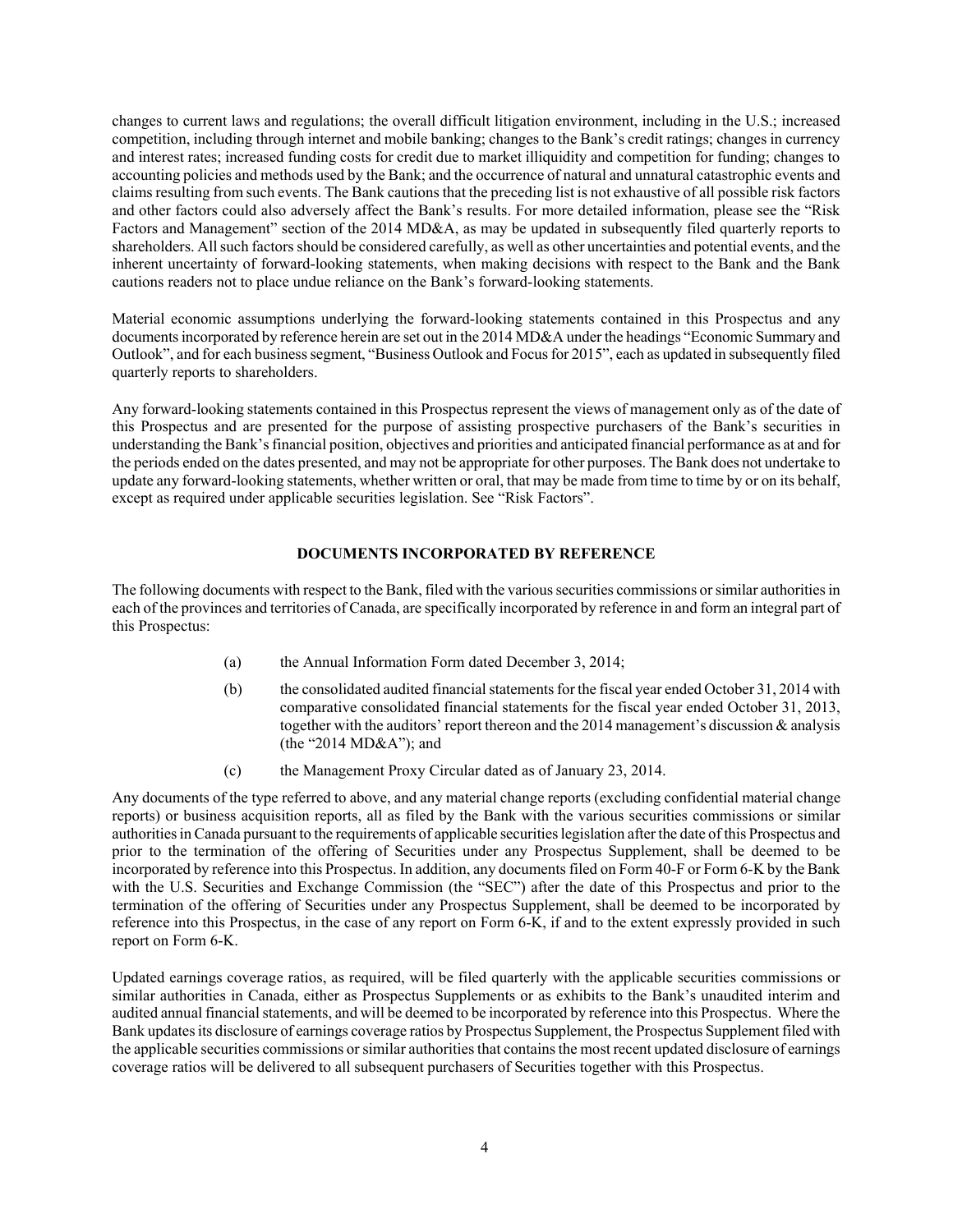changes to current laws and regulations; the overall difficult litigation environment, including in the U.S.; increased competition, including through internet and mobile banking; changes to the Bank's credit ratings; changes in currency and interest rates; increased funding costs for credit due to market illiquidity and competition for funding; changes to accounting policies and methods used by the Bank; and the occurrence of natural and unnatural catastrophic events and claims resulting from such events. The Bank cautions that the preceding list is not exhaustive of all possible risk factors and other factors could also adversely affect the Bank's results. For more detailed information, please see the "Risk Factors and Management" section of the 2014 MD&A, as may be updated in subsequently filed quarterly reports to shareholders. All such factors should be considered carefully, as well as other uncertainties and potential events, and the inherent uncertainty of forward-looking statements, when making decisions with respect to the Bank and the Bank cautions readers not to place undue reliance on the Bank's forward-looking statements.

Material economic assumptions underlying the forward-looking statements contained in this Prospectus and any documents incorporated by reference herein are set out in the 2014 MD&A under the headings "Economic Summary and Outlook", and for each business segment, "Business Outlook and Focus for 2015", each as updated in subsequently filed quarterly reports to shareholders.

Any forward-looking statements contained in this Prospectus represent the views of management only as of the date of this Prospectus and are presented for the purpose of assisting prospective purchasers of the Bank's securities in understanding the Bank's financial position, objectives and priorities and anticipated financial performance as at and for the periods ended on the dates presented, and may not be appropriate for other purposes. The Bank does not undertake to update any forward-looking statements, whether written or oral, that may be made from time to time by or on its behalf, except as required under applicable securities legislation. See "Risk Factors".

## DOCUMENTS INCORPORATED BY REFERENCE

The following documents with respect to the Bank, filed with the various securities commissions or similar authorities in each of the provinces and territories of Canada, are specifically incorporated by reference in and form an integral part of this Prospectus:

(a) the Annual Information Form dated December 3, 2014;

(b) the consolidated audited financial statements for the fiscal year ended October 31, 2014 with comparative consolidated financial statements for the fiscal year ended October 31, 2013, together with the auditors' report thereon and the 2014 management's discussion & analysis (the "2014 MD&A"); and

(c) the Management Proxy Circular dated as of January 23, 2014.

Any documents of the type referred to above, and any material change reports (excluding confidential material change reports) or business acquisition reports, all as filed by the Bank with the various securities commissions or similar authorities in Canada pursuant to the requirements of applicable securities legislation after the date of this Prospectus and prior to the termination of the offering of Securities under any Prospectus Supplement, shall be deemed to be incorporated by reference into this Prospectus. In addition, any documents filed on Form 40-F or Form 6-K by the Bank with the U.S. Securities and Exchange Commission (the "SEC") after the date of this Prospectus and prior to the termination of the offering of Securities under any Prospectus Supplement, shall be deemed to be incorporated by reference into this Prospectus, in the case of any report on Form 6-K, if and to the extent expressly provided in such report on Form 6-K.

Updated earnings coverage ratios, as required, will be filed quarterly with the applicable securities commissions or similar authorities in Canada, either as Prospectus Supplements or as exhibits to the Bank's unaudited interim and audited annual financial statements, and will be deemed to be incorporated by reference into this Prospectus. Where the Bank updates its disclosure of earnings coverage ratios by Prospectus Supplement, the Prospectus Supplement filed with the applicable securities commissions or similar authorities that contains the most recent updated disclosure of earnings coverage ratios will be delivered to all subsequent purchasers of Securities together with this Prospectus.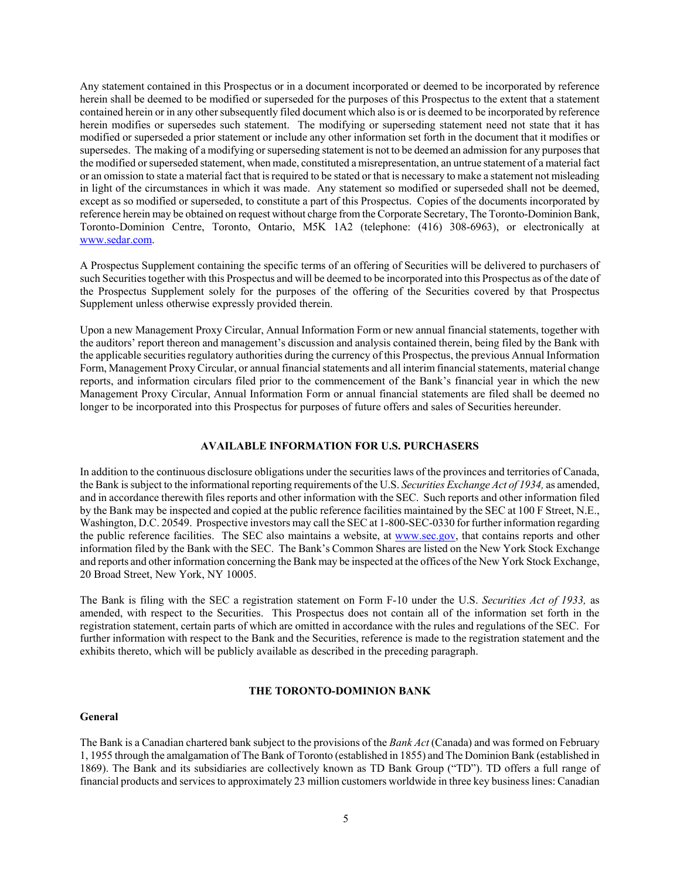Any statement contained in this Prospectus or in a document incorporated or deemed to be incorporated by reference herein shall be deemed to be modified or superseded for the purposes of this Prospectus to the extent that a statement contained herein or in any other subsequently filed document which also is or is deemed to be incorporated by reference herein modifies or supersedes such statement. The modifying or superseding statement need not state that it has modified or superseded a prior statement or include any other information set forth in the document that it modifies or supersedes. The making of a modifying or superseding statement is not to be deemed an admission for any purposes that the modified or superseded statement, when made, constituted a misrepresentation, an untrue statement of a material fact or an omission to state a material fact that is required to be stated or that is necessary to make a statement not misleading in light of the circumstances in which it was made. Any statement so modified or superseded shall not be deemed, except as so modified or superseded, to constitute a part of this Prospectus. Copies of the documents incorporated by reference herein may be obtained on request without charge from the Corporate Secretary, The Toronto-Dominion Bank, Toronto-Dominion Centre, Toronto, Ontario, M5K 1A2 (telephone: (416) 308-6963), or electronically at www.sedar.com.

A Prospectus Supplement containing the specific terms of an offering of Securities will be delivered to purchasers of such Securities together with this Prospectus and will be deemed to be incorporated into this Prospectus as of the date of the Prospectus Supplement solely for the purposes of the offering of the Securities covered by that Prospectus Supplement unless otherwise expressly provided therein.

Upon a new Management Proxy Circular, Annual Information Form or new annual financial statements, together with the auditors' report thereon and management's discussion and analysis contained therein, being filed by the Bank with the applicable securities regulatory authorities during the currency of this Prospectus, the previous Annual Information Form, Management Proxy Circular, or annual financial statements and all interim financial statements, material change reports, and information circulars filed prior to the commencement of the Bank's financial year in which the new Management Proxy Circular, Annual Information Form or annual financial statements are filed shall be deemed no longer to be incorporated into this Prospectus for purposes of future offers and sales of Securities hereunder.

## AVAILABLE INFORMATION FOR U.S. PURCHASERS

In addition to the continuous disclosure obligations under the securities laws of the provinces and territories of Canada, the Bank is subject to the informational reporting requirements of the U.S. *Securities Exchange Act of 1934,* as amended, and in accordance therewith files reports and other information with the SEC. Such reports and other information filed by the Bank may be inspected and copied at the public reference facilities maintained by the SEC at 100 F Street, N.E., Washington, D.C. 20549. Prospective investors may call the SEC at 1-800-SEC-0330 for further information regarding the public reference facilities. The SEC also maintains a website, at www.sec.gov, that contains reports and other information filed by the Bank with the SEC. The Bank's Common Shares are listed on the New York Stock Exchange and reports and other information concerning the Bank may be inspected at the offices of the New York Stock Exchange, 20 Broad Street, New York, NY 10005.

The Bank is filing with the SEC a registration statement on Form F-10 under the U.S. *Securities Act of 1933,* as amended, with respect to the Securities. This Prospectus does not contain all of the information set forth in the registration statement, certain parts of which are omitted in accordance with the rules and regulations of the SEC. For further information with respect to the Bank and the Securities, reference is made to the registration statement and the exhibits thereto, which will be publicly available as described in the preceding paragraph.

## THE TORONTO-DOMINION BANK

### General

The Bank is a Canadian chartered bank subject to the provisions of the *Bank Act* (Canada) and was formed on February 1, 1955 through the amalgamation of The Bank of Toronto (established in 1855) and The Dominion Bank (established in 1869). The Bank and its subsidiaries are collectively known as TD Bank Group ("TD"). TD offers a full range of financial products and services to approximately 23 million customers worldwide in three key business lines: Canadian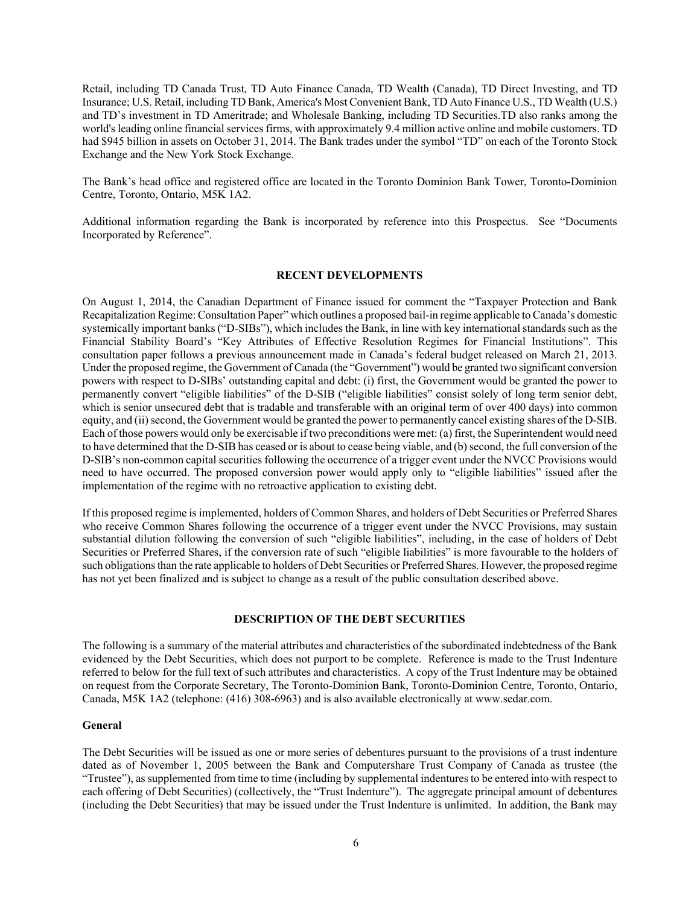Retail, including TD Canada Trust, TD Auto Finance Canada, TD Wealth (Canada), TD Direct Investing, and TD Insurance; U.S. Retail, including TD Bank, America's Most Convenient Bank, TD Auto Finance U.S., TD Wealth (U.S.) and TD's investment in TD Ameritrade; and Wholesale Banking, including TD Securities.TD also ranks among the world's leading online financial services firms, with approximately 9.4 million active online and mobile customers. TD had $945 billion in assets on October 31, 2014. The Bank trades under the symbol "TD" on each of the Toronto Stock Exchange and the New York Stock Exchange.

The Bank's head office and registered office are located in the Toronto Dominion Bank Tower, Toronto-Dominion Centre, Toronto, Ontario, M5K 1A2.

Additional information regarding the Bank is incorporated by reference into this Prospectus. See "Documents Incorporated by Reference".

## RECENT DEVELOPMENTS

On August 1, 2014, the Canadian Department of Finance issued for comment the "Taxpayer Protection and Bank Recapitalization Regime: Consultation Paper" which outlines a proposed bail-in regime applicable to Canada's domestic systemically important banks ("D-SIBs"), which includes the Bank, in line with key international standards such as the Financial Stability Board's "Key Attributes of Effective Resolution Regimes for Financial Institutions". This consultation paper follows a previous announcement made in Canada's federal budget released on March 21, 2013. Under the proposed regime, the Government of Canada (the "Government") would be granted two significant conversion powers with respect to D-SIBs' outstanding capital and debt: (i) first, the Government would be granted the power to permanently convert "eligible liabilities" of the D-SIB ("eligible liabilities" consist solely of long term senior debt, which is senior unsecured debt that is tradable and transferable with an original term of over 400 days) into common equity, and (ii) second, the Government would be granted the power to permanently cancel existing shares of the D-SIB. Each of those powers would only be exercisable if two preconditions were met: (a) first, the Superintendent would need to have determined that the D-SIB has ceased or is about to cease being viable, and (b) second, the full conversion of the D-SIB's non-common capital securities following the occurrence of a trigger event under the NVCC Provisions would need to have occurred. The proposed conversion power would apply only to "eligible liabilities" issued after the implementation of the regime with no retroactive application to existing debt.

If this proposed regime is implemented, holders of Common Shares, and holders of Debt Securities or Preferred Shares who receive Common Shares following the occurrence of a trigger event under the NVCC Provisions, may sustain substantial dilution following the conversion of such "eligible liabilities", including, in the case of holders of Debt Securities or Preferred Shares, if the conversion rate of such "eligible liabilities" is more favourable to the holders of such obligations than the rate applicable to holders of Debt Securities or Preferred Shares. However, the proposed regime has not yet been finalized and is subject to change as a result of the public consultation described above.

## DESCRIPTION OF THE DEBT SECURITIES

The following is a summary of the material attributes and characteristics of the subordinated indebtedness of the Bank evidenced by the Debt Securities, which does not purport to be complete. Reference is made to the Trust Indenture referred to below for the full text of such attributes and characteristics. A copy of the Trust Indenture may be obtained on request from the Corporate Secretary, The Toronto-Dominion Bank, Toronto-Dominion Centre, Toronto, Ontario, Canada, M5K 1A2 (telephone: (416) 308-6963) and is also available electronically at www.sedar.com.

### General

The Debt Securities will be issued as one or more series of debentures pursuant to the provisions of a trust indenture dated as of November 1, 2005 between the Bank and Computershare Trust Company of Canada as trustee (the "Trustee"), as supplemented from time to time (including by supplemental indentures to be entered into with respect to each offering of Debt Securities) (collectively, the "Trust Indenture"). The aggregate principal amount of debentures (including the Debt Securities) that may be issued under the Trust Indenture is unlimited. In addition, the Bank may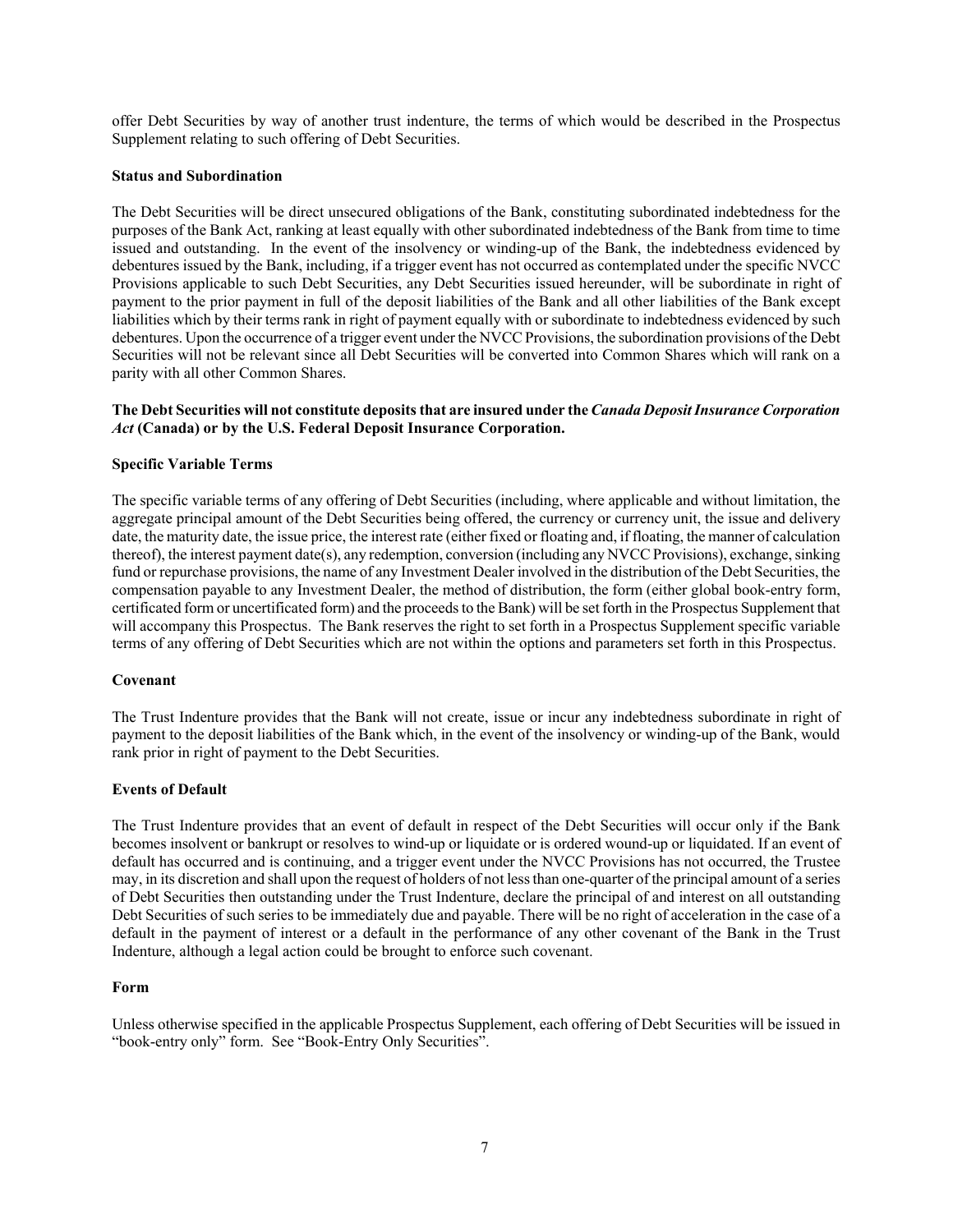offer Debt Securities by way of another trust indenture, the terms of which would be described in the Prospectus Supplement relating to such offering of Debt Securities.

**Status and Subordination**

The Debt Securities will be direct unsecured obligations of the Bank, constituting subordinated indebtedness for the purposes of the Bank Act, ranking at least equally with other subordinated indebtedness of the Bank from time to time issued and outstanding. In the event of the insolvency or winding-up of the Bank, the indebtedness evidenced by debentures issued by the Bank, including, if a trigger event has not occurred as contemplated under the specific NVCC Provisions applicable to such Debt Securities, any Debt Securities issued hereunder, will be subordinate in right of payment to the prior payment in full of the deposit liabilities of the Bank and all other liabilities of the Bank except liabilities which by their terms rank in right of payment equally with or subordinate to indebtedness evidenced by such debentures. Upon the occurrence of a trigger event under the NVCC Provisions, the subordination provisions of the Debt Securities will not be relevant since all Debt Securities will be converted into Common Shares which will rank on a parity with all other Common Shares.

**The Debt Securities will not constitute deposits that are insured under the *Canada Deposit Insurance Corporation Act* (Canada) or by the U.S. Federal Deposit Insurance Corporation.**

**Specific Variable Terms**

The specific variable terms of any offering of Debt Securities (including, where applicable and without limitation, the aggregate principal amount of the Debt Securities being offered, the currency or currency unit, the issue and delivery date, the maturity date, the issue price, the interest rate (either fixed or floating and, if floating, the manner of calculation thereof), the interest payment date(s), any redemption, conversion (including any NVCC Provisions), exchange, sinking fund or repurchase provisions, the name of any Investment Dealer involved in the distribution of the Debt Securities, the compensation payable to any Investment Dealer, the method of distribution, the form (either global book-entry form, certificated form or uncertificated form) and the proceeds to the Bank) will be set forth in the Prospectus Supplement that will accompany this Prospectus. The Bank reserves the right to set forth in a Prospectus Supplement specific variable terms of any offering of Debt Securities which are not within the options and parameters set forth in this Prospectus.

**Covenant**

The Trust Indenture provides that the Bank will not create, issue or incur any indebtedness subordinate in right of payment to the deposit liabilities of the Bank which, in the event of the insolvency or winding-up of the Bank, would rank prior in right of payment to the Debt Securities.

**Events of Default**

The Trust Indenture provides that an event of default in respect of the Debt Securities will occur only if the Bank becomes insolvent or bankrupt or resolves to wind-up or liquidate or is ordered wound-up or liquidated. If an event of default has occurred and is continuing, and a trigger event under the NVCC Provisions has not occurred, the Trustee may, in its discretion and shall upon the request of holders of not less than one-quarter of the principal amount of a series of Debt Securities then outstanding under the Trust Indenture, declare the principal of and interest on all outstanding Debt Securities of such series to be immediately due and payable. There will be no right of acceleration in the case of a default in the payment of interest or a default in the performance of any other covenant of the Bank in the Trust Indenture, although a legal action could be brought to enforce such covenant.

**Form**

Unless otherwise specified in the applicable Prospectus Supplement, each offering of Debt Securities will be issued in "book-entry only" form. See "Book-Entry Only Securities".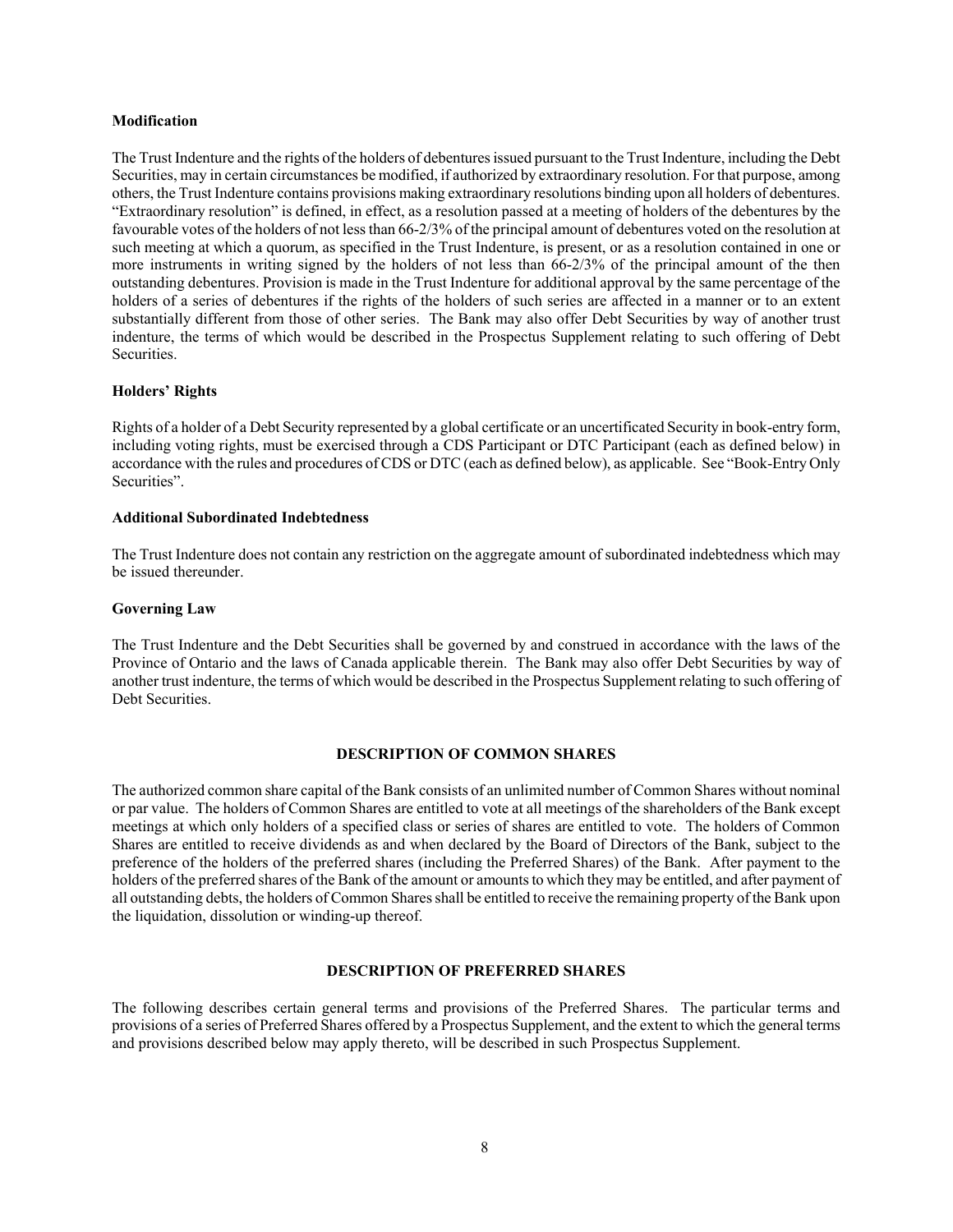**Modification**

The Trust Indenture and the rights of the holders of debentures issued pursuant to the Trust Indenture, including the Debt Securities, may in certain circumstances be modified, if authorized by extraordinary resolution. For that purpose, among others, the Trust Indenture contains provisions making extraordinary resolutions binding upon all holders of debentures. "Extraordinary resolution" is defined, in effect, as a resolution passed at a meeting of holders of the debentures by the favourable votes of the holders of not less than 66-2/3% of the principal amount of debentures voted on the resolution at such meeting at which a quorum, as specified in the Trust Indenture, is present, or as a resolution contained in one or more instruments in writing signed by the holders of not less than 66-2/3% of the principal amount of the then outstanding debentures. Provision is made in the Trust Indenture for additional approval by the same percentage of the holders of a series of debentures if the rights of the holders of such series are affected in a manner or to an extent substantially different from those of other series. The Bank may also offer Debt Securities by way of another trust indenture, the terms of which would be described in the Prospectus Supplement relating to such offering of Debt Securities.

**Holders' Rights**

Rights of a holder of a Debt Security represented by a global certificate or an uncertificated Security in book-entry form, including voting rights, must be exercised through a CDS Participant or DTC Participant (each as defined below) in accordance with the rules and procedures of CDS or DTC (each as defined below), as applicable. See "Book-Entry Only Securities".

**Additional Subordinated Indebtedness**

The Trust Indenture does not contain any restriction on the aggregate amount of subordinated indebtedness which may be issued thereunder.

**Governing Law**

The Trust Indenture and the Debt Securities shall be governed by and construed in accordance with the laws of the Province of Ontario and the laws of Canada applicable therein. The Bank may also offer Debt Securities by way of another trust indenture, the terms of which would be described in the Prospectus Supplement relating to such offering of Debt Securities.

## DESCRIPTION OF COMMON SHARES

The authorized common share capital of the Bank consists of an unlimited number of Common Shares without nominal or par value. The holders of Common Shares are entitled to vote at all meetings of the shareholders of the Bank except meetings at which only holders of a specified class or series of shares are entitled to vote. The holders of Common Shares are entitled to receive dividends as and when declared by the Board of Directors of the Bank, subject to the preference of the holders of the preferred shares (including the Preferred Shares) of the Bank. After payment to the holders of the preferred shares of the Bank of the amount or amounts to which they may be entitled, and after payment of all outstanding debts, the holders of Common Shares shall be entitled to receive the remaining property of the Bank upon the liquidation, dissolution or winding-up thereof.

## DESCRIPTION OF PREFERRED SHARES

The following describes certain general terms and provisions of the Preferred Shares. The particular terms and provisions of a series of Preferred Shares offered by a Prospectus Supplement, and the extent to which the general terms and provisions described below may apply thereto, will be described in such Prospectus Supplement.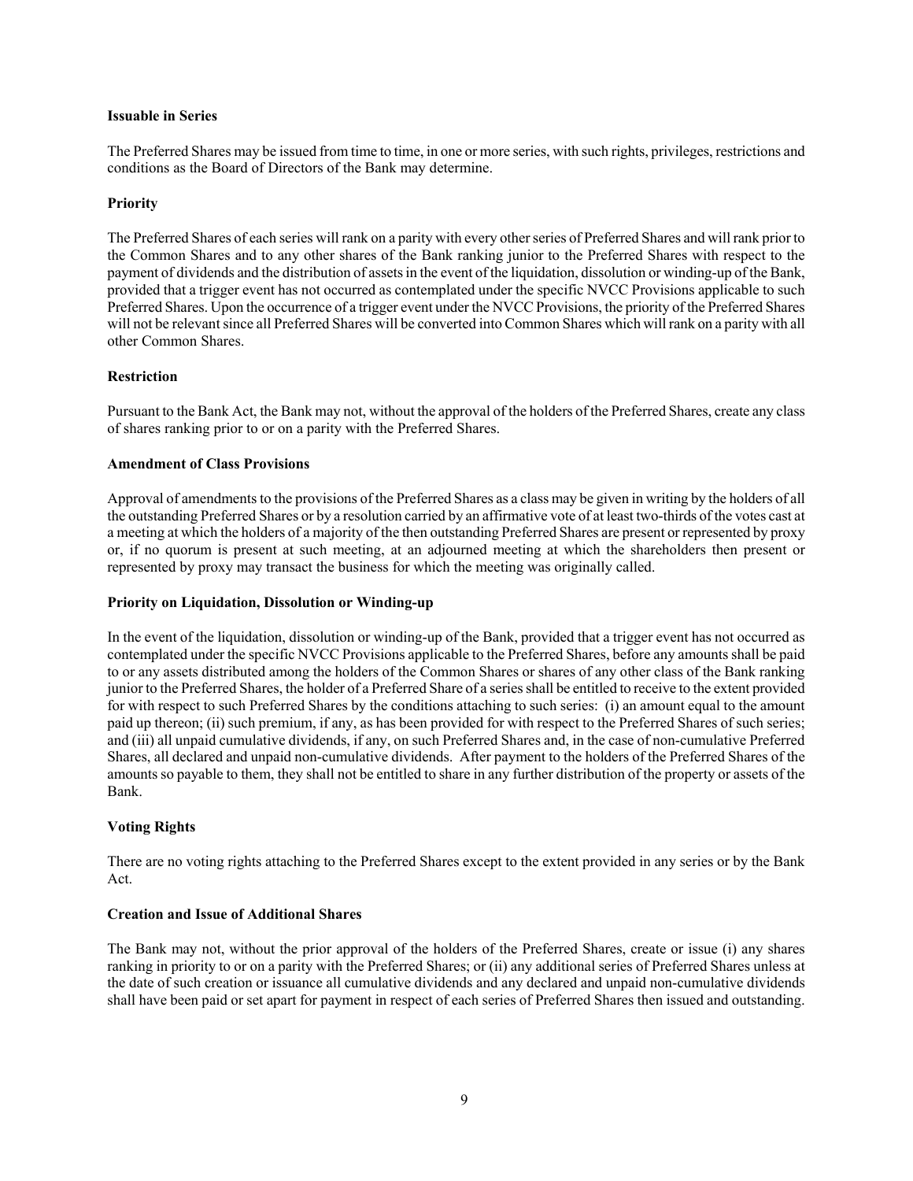**Issuable in Series**

The Preferred Shares may be issued from time to time, in one or more series, with such rights, privileges, restrictions and conditions as the Board of Directors of the Bank may determine.

**Priority**

The Preferred Shares of each series will rank on a parity with every other series of Preferred Shares and will rank prior to the Common Shares and to any other shares of the Bank ranking junior to the Preferred Shares with respect to the payment of dividends and the distribution of assets in the event of the liquidation, dissolution or winding-up of the Bank, provided that a trigger event has not occurred as contemplated under the specific NVCC Provisions applicable to such Preferred Shares. Upon the occurrence of a trigger event under the NVCC Provisions, the priority of the Preferred Shares will not be relevant since all Preferred Shares will be converted into Common Shares which will rank on a parity with all other Common Shares.

**Restriction**

Pursuant to the Bank Act, the Bank may not, without the approval of the holders of the Preferred Shares, create any class of shares ranking prior to or on a parity with the Preferred Shares.

**Amendment of Class Provisions**

Approval of amendments to the provisions of the Preferred Shares as a class may be given in writing by the holders of all the outstanding Preferred Shares or by a resolution carried by an affirmative vote of at least two-thirds of the votes cast at a meeting at which the holders of a majority of the then outstanding Preferred Shares are present or represented by proxy or, if no quorum is present at such meeting, at an adjourned meeting at which the shareholders then present or represented by proxy may transact the business for which the meeting was originally called.

**Priority on Liquidation, Dissolution or Winding-up**

In the event of the liquidation, dissolution or winding-up of the Bank, provided that a trigger event has not occurred as contemplated under the specific NVCC Provisions applicable to the Preferred Shares, before any amounts shall be paid to or any assets distributed among the holders of the Common Shares or shares of any other class of the Bank ranking junior to the Preferred Shares, the holder of a Preferred Share of a series shall be entitled to receive to the extent provided for with respect to such Preferred Shares by the conditions attaching to such series: (i) an amount equal to the amount paid up thereon; (ii) such premium, if any, as has been provided for with respect to the Preferred Shares of such series; and (iii) all unpaid cumulative dividends, if any, on such Preferred Shares and, in the case of non-cumulative Preferred Shares, all declared and unpaid non-cumulative dividends. After payment to the holders of the Preferred Shares of the amounts so payable to them, they shall not be entitled to share in any further distribution of the property or assets of the Bank.

**Voting Rights**

There are no voting rights attaching to the Preferred Shares except to the extent provided in any series or by the Bank Act.

**Creation and Issue of Additional Shares**

The Bank may not, without the prior approval of the holders of the Preferred Shares, create or issue (i) any shares ranking in priority to or on a parity with the Preferred Shares; or (ii) any additional series of Preferred Shares unless at the date of such creation or issuance all cumulative dividends and any declared and unpaid non-cumulative dividends shall have been paid or set apart for payment in respect of each series of Preferred Shares then issued and outstanding.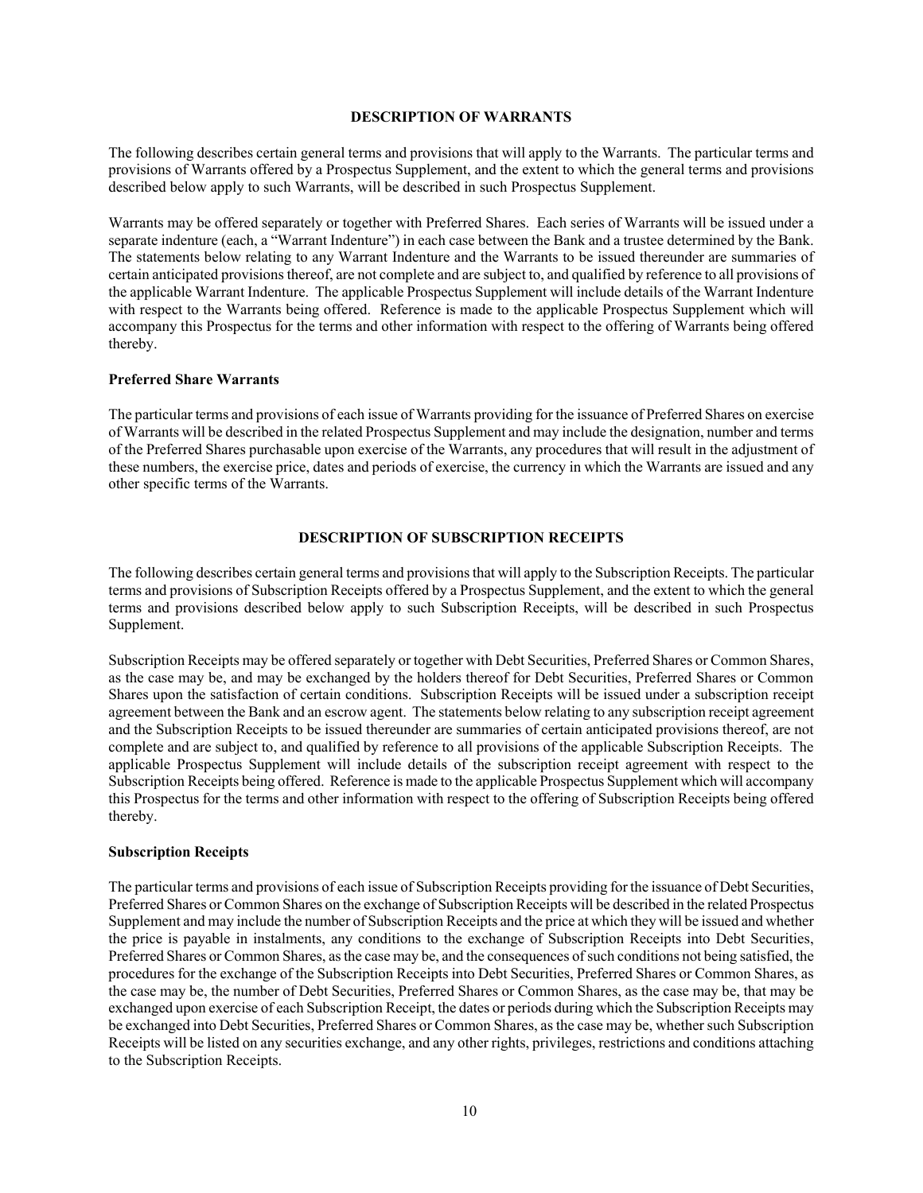## DESCRIPTION OF WARRANTS

The following describes certain general terms and provisions that will apply to the Warrants. The particular terms and provisions of Warrants offered by a Prospectus Supplement, and the extent to which the general terms and provisions described below apply to such Warrants, will be described in such Prospectus Supplement.

Warrants may be offered separately or together with Preferred Shares. Each series of Warrants will be issued under a separate indenture (each, a "Warrant Indenture") in each case between the Bank and a trustee determined by the Bank. The statements below relating to any Warrant Indenture and the Warrants to be issued thereunder are summaries of certain anticipated provisions thereof, are not complete and are subject to, and qualified by reference to all provisions of the applicable Warrant Indenture. The applicable Prospectus Supplement will include details of the Warrant Indenture with respect to the Warrants being offered. Reference is made to the applicable Prospectus Supplement which will accompany this Prospectus for the terms and other information with respect to the offering of Warrants being offered thereby.

### Preferred Share Warrants

The particular terms and provisions of each issue of Warrants providing for the issuance of Preferred Shares on exercise of Warrants will be described in the related Prospectus Supplement and may include the designation, number and terms of the Preferred Shares purchasable upon exercise of the Warrants, any procedures that will result in the adjustment of these numbers, the exercise price, dates and periods of exercise, the currency in which the Warrants are issued and any other specific terms of the Warrants.

## DESCRIPTION OF SUBSCRIPTION RECEIPTS

The following describes certain general terms and provisions that will apply to the Subscription Receipts. The particular terms and provisions of Subscription Receipts offered by a Prospectus Supplement, and the extent to which the general terms and provisions described below apply to such Subscription Receipts, will be described in such Prospectus Supplement.

Subscription Receipts may be offered separately or together with Debt Securities, Preferred Shares or Common Shares, as the case may be, and may be exchanged by the holders thereof for Debt Securities, Preferred Shares or Common Shares upon the satisfaction of certain conditions. Subscription Receipts will be issued under a subscription receipt agreement between the Bank and an escrow agent. The statements below relating to any subscription receipt agreement and the Subscription Receipts to be issued thereunder are summaries of certain anticipated provisions thereof, are not complete and are subject to, and qualified by reference to all provisions of the applicable Subscription Receipts. The applicable Prospectus Supplement will include details of the subscription receipt agreement with respect to the Subscription Receipts being offered. Reference is made to the applicable Prospectus Supplement which will accompany this Prospectus for the terms and other information with respect to the offering of Subscription Receipts being offered thereby.

### Subscription Receipts

The particular terms and provisions of each issue of Subscription Receipts providing for the issuance of Debt Securities, Preferred Shares or Common Shares on the exchange of Subscription Receipts will be described in the related Prospectus Supplement and may include the number of Subscription Receipts and the price at which they will be issued and whether the price is payable in instalments, any conditions to the exchange of Subscription Receipts into Debt Securities, Preferred Shares or Common Shares, as the case may be, and the consequences of such conditions not being satisfied, the procedures for the exchange of the Subscription Receipts into Debt Securities, Preferred Shares or Common Shares, as the case may be, the number of Debt Securities, Preferred Shares or Common Shares, as the case may be, that may be exchanged upon exercise of each Subscription Receipt, the dates or periods during which the Subscription Receipts may be exchanged into Debt Securities, Preferred Shares or Common Shares, as the case may be, whether such Subscription Receipts will be listed on any securities exchange, and any other rights, privileges, restrictions and conditions attaching to the Subscription Receipts.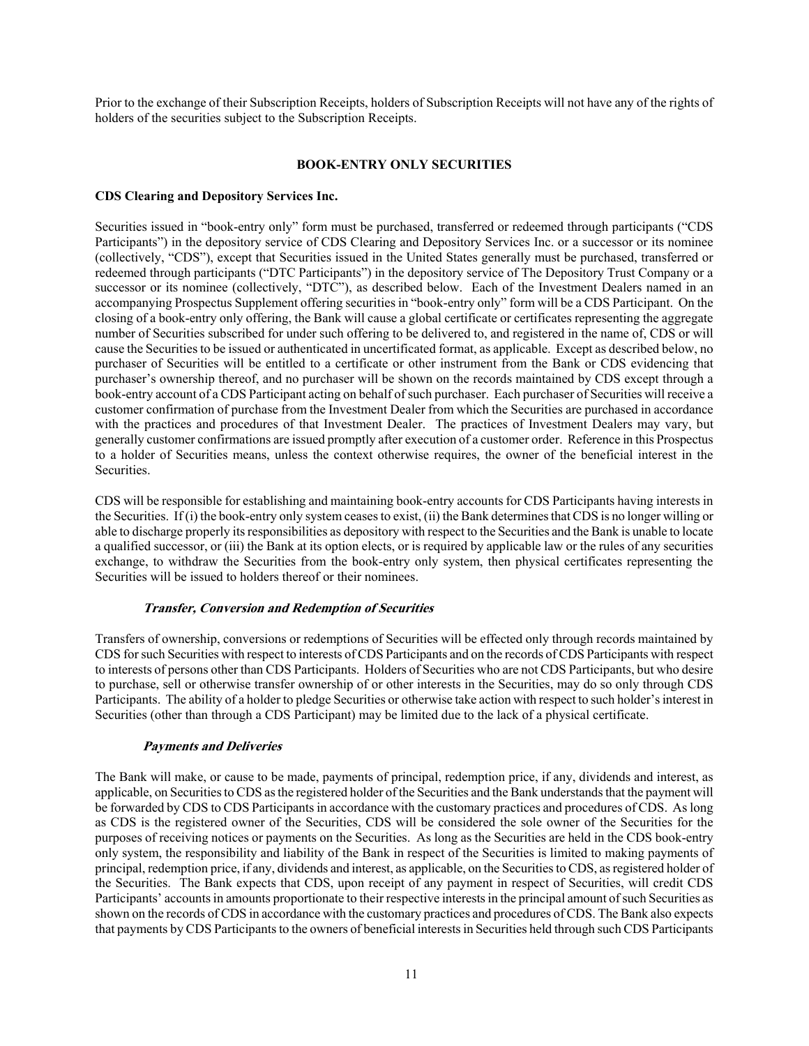Prior to the exchange of their Subscription Receipts, holders of Subscription Receipts will not have any of the rights of holders of the securities subject to the Subscription Receipts.

## BOOK-ENTRY ONLY SECURITIES

### CDS Clearing and Depository Services Inc.

Securities issued in "book-entry only" form must be purchased, transferred or redeemed through participants ("CDS Participants") in the depository service of CDS Clearing and Depository Services Inc. or a successor or its nominee (collectively, "CDS"), except that Securities issued in the United States generally must be purchased, transferred or redeemed through participants ("DTC Participants") in the depository service of The Depository Trust Company or a successor or its nominee (collectively, "DTC"), as described below. Each of the Investment Dealers named in an accompanying Prospectus Supplement offering securities in "book-entry only" form will be a CDS Participant. On the closing of a book-entry only offering, the Bank will cause a global certificate or certificates representing the aggregate number of Securities subscribed for under such offering to be delivered to, and registered in the name of, CDS or will cause the Securities to be issued or authenticated in uncertificated format, as applicable. Except as described below, no purchaser of Securities will be entitled to a certificate or other instrument from the Bank or CDS evidencing that purchaser's ownership thereof, and no purchaser will be shown on the records maintained by CDS except through a book-entry account of a CDS Participant acting on behalf of such purchaser. Each purchaser of Securities will receive a customer confirmation of purchase from the Investment Dealer from which the Securities are purchased in accordance with the practices and procedures of that Investment Dealer. The practices of Investment Dealers may vary, but generally customer confirmations are issued promptly after execution of a customer order. Reference in this Prospectus to a holder of Securities means, unless the context otherwise requires, the owner of the beneficial interest in the Securities.

CDS will be responsible for establishing and maintaining book-entry accounts for CDS Participants having interests in the Securities. If (i) the book-entry only system ceases to exist, (ii) the Bank determines that CDS is no longer willing or able to discharge properly its responsibilities as depository with respect to the Securities and the Bank is unable to locate a qualified successor, or (iii) the Bank at its option elects, or is required by applicable law or the rules of any securities exchange, to withdraw the Securities from the book-entry only system, then physical certificates representing the Securities will be issued to holders thereof or their nominees.

#### *Transfer, Conversion and Redemption of Securities*

Transfers of ownership, conversions or redemptions of Securities will be effected only through records maintained by CDS for such Securities with respect to interests of CDS Participants and on the records of CDS Participants with respect to interests of persons other than CDS Participants. Holders of Securities who are not CDS Participants, but who desire to purchase, sell or otherwise transfer ownership of or other interests in the Securities, may do so only through CDS Participants. The ability of a holder to pledge Securities or otherwise take action with respect to such holder's interest in Securities (other than through a CDS Participant) may be limited due to the lack of a physical certificate.

#### *Payments and Deliveries*

The Bank will make, or cause to be made, payments of principal, redemption price, if any, dividends and interest, as applicable, on Securities to CDS as the registered holder of the Securities and the Bank understands that the payment will be forwarded by CDS to CDS Participants in accordance with the customary practices and procedures of CDS. As long as CDS is the registered owner of the Securities, CDS will be considered the sole owner of the Securities for the purposes of receiving notices or payments on the Securities. As long as the Securities are held in the CDS book-entry only system, the responsibility and liability of the Bank in respect of the Securities is limited to making payments of principal, redemption price, if any, dividends and interest, as applicable, on the Securities to CDS, as registered holder of the Securities. The Bank expects that CDS, upon receipt of any payment in respect of Securities, will credit CDS Participants' accounts in amounts proportionate to their respective interests in the principal amount of such Securities as shown on the records of CDS in accordance with the customary practices and procedures of CDS. The Bank also expects that payments by CDS Participants to the owners of beneficial interests in Securities held through such CDS Participants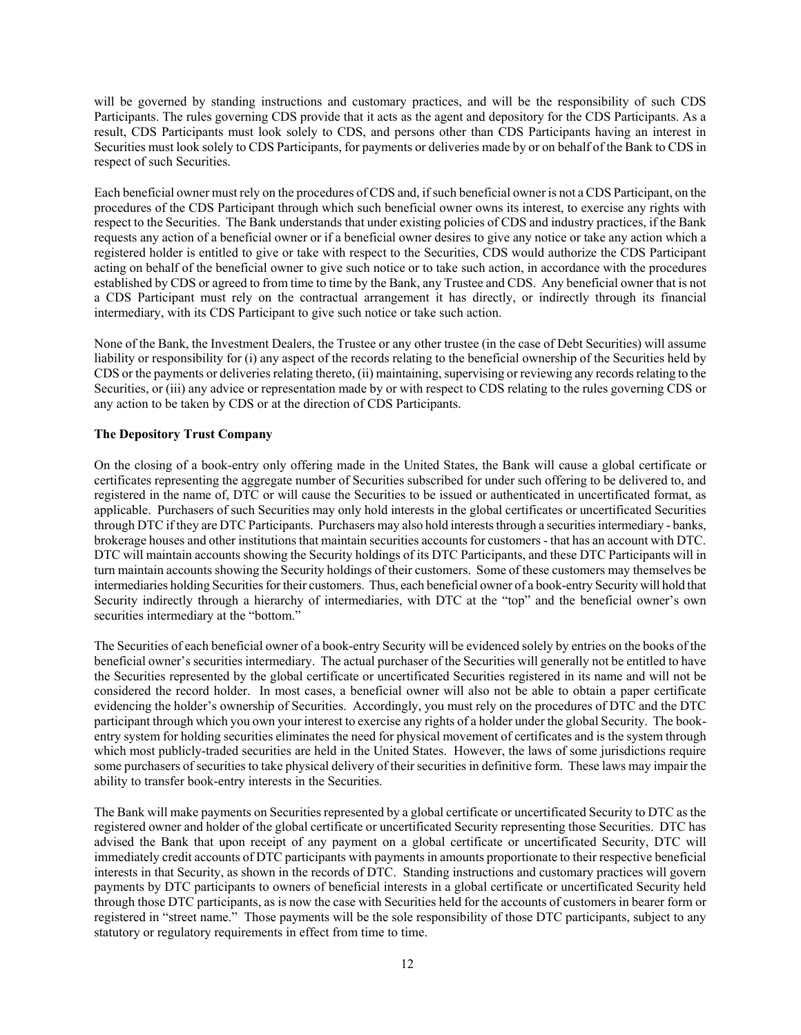will be governed by standing instructions and customary practices, and will be the responsibility of such CDS Participants. The rules governing CDS provide that it acts as the agent and depository for the CDS Participants. As a result, CDS Participants must look solely to CDS, and persons other than CDS Participants having an interest in Securities must look solely to CDS Participants, for payments or deliveries made by or on behalf of the Bank to CDS in respect of such Securities.

Each beneficial owner must rely on the procedures of CDS and, if such beneficial owner is not a CDS Participant, on the procedures of the CDS Participant through which such beneficial owner owns its interest, to exercise any rights with respect to the Securities. The Bank understands that under existing policies of CDS and industry practices, if the Bank requests any action of a beneficial owner or if a beneficial owner desires to give any notice or take any action which a registered holder is entitled to give or take with respect to the Securities, CDS would authorize the CDS Participant acting on behalf of the beneficial owner to give such notice or to take such action, in accordance with the procedures established by CDS or agreed to from time to time by the Bank, any Trustee and CDS. Any beneficial owner that is not a CDS Participant must rely on the contractual arrangement it has directly, or indirectly through its financial intermediary, with its CDS Participant to give such notice or take such action.

None of the Bank, the Investment Dealers, the Trustee or any other trustee (in the case of Debt Securities) will assume liability or responsibility for (i) any aspect of the records relating to the beneficial ownership of the Securities held by CDS or the payments or deliveries relating thereto, (ii) maintaining, supervising or reviewing any records relating to the Securities, or (iii) any advice or representation made by or with respect to CDS relating to the rules governing CDS or any action to be taken by CDS or at the direction of CDS Participants.

**The Depository Trust Company**

On the closing of a book-entry only offering made in the United States, the Bank will cause a global certificate or certificates representing the aggregate number of Securities subscribed for under such offering to be delivered to, and registered in the name of, DTC or will cause the Securities to be issued or authenticated in uncertificated format, as applicable. Purchasers of such Securities may only hold interests in the global certificates or uncertificated Securities through DTC if they are DTC Participants. Purchasers may also hold interests through a securities intermediary - banks, brokerage houses and other institutions that maintain securities accounts for customers - that has an account with DTC. DTC will maintain accounts showing the Security holdings of its DTC Participants, and these DTC Participants will in turn maintain accounts showing the Security holdings of their customers. Some of these customers may themselves be intermediaries holding Securities for their customers. Thus, each beneficial owner of a book-entry Security will hold that Security indirectly through a hierarchy of intermediaries, with DTC at the "top" and the beneficial owner's own securities intermediary at the "bottom."

The Securities of each beneficial owner of a book-entry Security will be evidenced solely by entries on the books of the beneficial owner's securities intermediary. The actual purchaser of the Securities will generally not be entitled to have the Securities represented by the global certificate or uncertificated Securities registered in its name and will not be considered the record holder. In most cases, a beneficial owner will also not be able to obtain a paper certificate evidencing the holder's ownership of Securities. Accordingly, you must rely on the procedures of DTC and the DTC participant through which you own your interest to exercise any rights of a holder under the global Security. The book-entry system for holding securities eliminates the need for physical movement of certificates and is the system through which most publicly-traded securities are held in the United States. However, the laws of some jurisdictions require some purchasers of securities to take physical delivery of their securities in definitive form. These laws may impair the ability to transfer book-entry interests in the Securities.

The Bank will make payments on Securities represented by a global certificate or uncertificated Security to DTC as the registered owner and holder of the global certificate or uncertificated Security representing those Securities. DTC has advised the Bank that upon receipt of any payment on a global certificate or uncertificated Security, DTC will immediately credit accounts of DTC participants with payments in amounts proportionate to their respective beneficial interests in that Security, as shown in the records of DTC. Standing instructions and customary practices will govern payments by DTC participants to owners of beneficial interests in a global certificate or uncertificated Security held through those DTC participants, as is now the case with Securities held for the accounts of customers in bearer form or registered in "street name." Those payments will be the sole responsibility of those DTC participants, subject to any statutory or regulatory requirements in effect from time to time.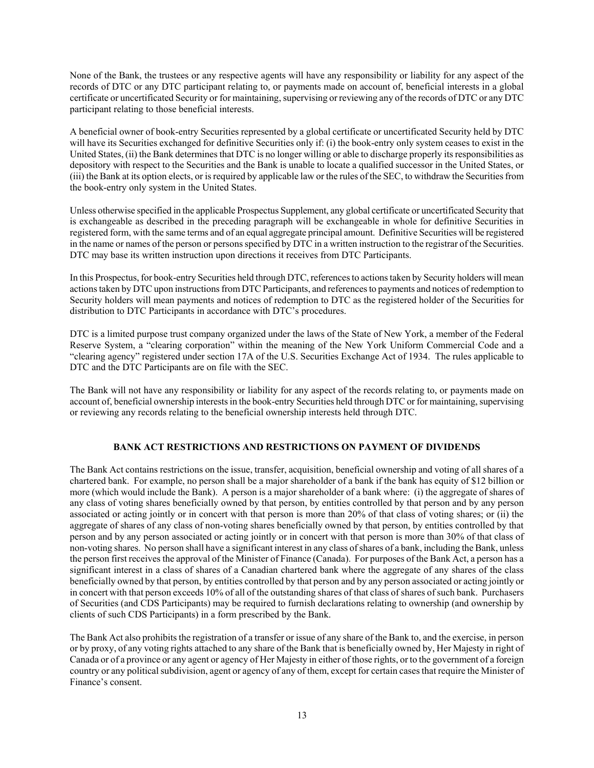None of the Bank, the trustees or any respective agents will have any responsibility or liability for any aspect of the records of DTC or any DTC participant relating to, or payments made on account of, beneficial interests in a global certificate or uncertificated Security or for maintaining, supervising or reviewing any of the records of DTC or any DTC participant relating to those beneficial interests.

A beneficial owner of book-entry Securities represented by a global certificate or uncertificated Security held by DTC will have its Securities exchanged for definitive Securities only if: (i) the book-entry only system ceases to exist in the United States, (ii) the Bank determines that DTC is no longer willing or able to discharge properly its responsibilities as depository with respect to the Securities and the Bank is unable to locate a qualified successor in the United States, or (iii) the Bank at its option elects, or is required by applicable law or the rules of the SEC, to withdraw the Securities from the book-entry only system in the United States.

Unless otherwise specified in the applicable Prospectus Supplement, any global certificate or uncertificated Security that is exchangeable as described in the preceding paragraph will be exchangeable in whole for definitive Securities in registered form, with the same terms and of an equal aggregate principal amount. Definitive Securities will be registered in the name or names of the person or persons specified by DTC in a written instruction to the registrar of the Securities. DTC may base its written instruction upon directions it receives from DTC Participants.

In this Prospectus, for book-entry Securities held through DTC, references to actions taken by Security holders will mean actions taken by DTC upon instructions from DTC Participants, and references to payments and notices of redemption to Security holders will mean payments and notices of redemption to DTC as the registered holder of the Securities for distribution to DTC Participants in accordance with DTC's procedures.

DTC is a limited purpose trust company organized under the laws of the State of New York, a member of the Federal Reserve System, a "clearing corporation" within the meaning of the New York Uniform Commercial Code and a "clearing agency" registered under section 17A of the U.S. Securities Exchange Act of 1934. The rules applicable to DTC and the DTC Participants are on file with the SEC.

The Bank will not have any responsibility or liability for any aspect of the records relating to, or payments made on account of, beneficial ownership interests in the book-entry Securities held through DTC or for maintaining, supervising or reviewing any records relating to the beneficial ownership interests held through DTC.

## BANK ACT RESTRICTIONS AND RESTRICTIONS ON PAYMENT OF DIVIDENDS

The Bank Act contains restrictions on the issue, transfer, acquisition, beneficial ownership and voting of all shares of a chartered bank. For example, no person shall be a major shareholder of a bank if the bank has equity of $12 billion or more (which would include the Bank). A person is a major shareholder of a bank where: (i) the aggregate of shares of any class of voting shares beneficially owned by that person, by entities controlled by that person and by any person associated or acting jointly or in concert with that person is more than 20% of that class of voting shares; or (ii) the aggregate of shares of any class of non-voting shares beneficially owned by that person, by entities controlled by that person and by any person associated or acting jointly or in concert with that person is more than 30% of that class of non-voting shares. No person shall have a significant interest in any class of shares of a bank, including the Bank, unless the person first receives the approval of the Minister of Finance (Canada). For purposes of the Bank Act, a person has a significant interest in a class of shares of a Canadian chartered bank where the aggregate of any shares of the class beneficially owned by that person, by entities controlled by that person and by any person associated or acting jointly or in concert with that person exceeds 10% of all of the outstanding shares of that class of shares of such bank. Purchasers of Securities (and CDS Participants) may be required to furnish declarations relating to ownership (and ownership by clients of such CDS Participants) in a form prescribed by the Bank.

The Bank Act also prohibits the registration of a transfer or issue of any share of the Bank to, and the exercise, in person or by proxy, of any voting rights attached to any share of the Bank that is beneficially owned by, Her Majesty in right of Canada or of a province or any agent or agency of Her Majesty in either of those rights, or to the government of a foreign country or any political subdivision, agent or agency of any of them, except for certain cases that require the Minister of Finance's consent.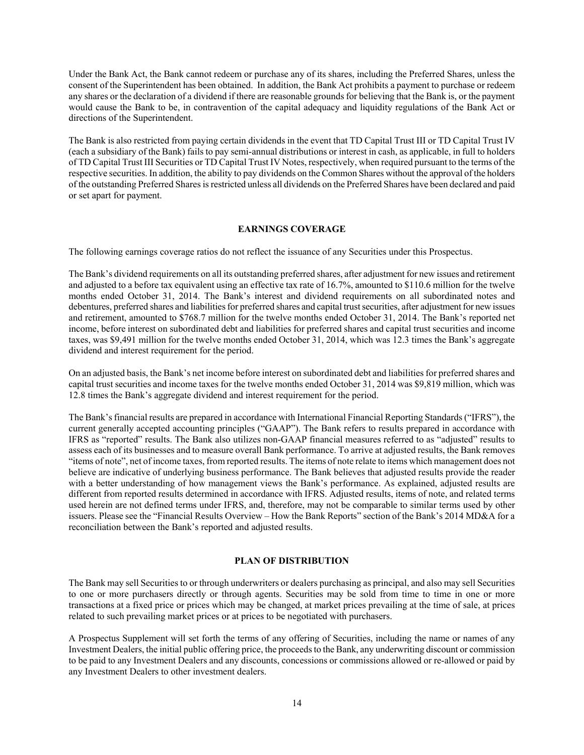Under the Bank Act, the Bank cannot redeem or purchase any of its shares, including the Preferred Shares, unless the consent of the Superintendent has been obtained. In addition, the Bank Act prohibits a payment to purchase or redeem any shares or the declaration of a dividend if there are reasonable grounds for believing that the Bank is, or the payment would cause the Bank to be, in contravention of the capital adequacy and liquidity regulations of the Bank Act or directions of the Superintendent.

The Bank is also restricted from paying certain dividends in the event that TD Capital Trust III or TD Capital Trust IV (each a subsidiary of the Bank) fails to pay semi-annual distributions or interest in cash, as applicable, in full to holders of TD Capital Trust III Securities or TD Capital Trust IV Notes, respectively, when required pursuant to the terms of the respective securities. In addition, the ability to pay dividends on the Common Shares without the approval of the holders of the outstanding Preferred Shares is restricted unless all dividends on the Preferred Shares have been declared and paid or set apart for payment.

## EARNINGS COVERAGE

The following earnings coverage ratios do not reflect the issuance of any Securities under this Prospectus.

The Bank's dividend requirements on all its outstanding preferred shares, after adjustment for new issues and retirement and adjusted to a before tax equivalent using an effective tax rate of 16.7%, amounted to $110.6 million for the twelve months ended October 31, 2014. The Bank's interest and dividend requirements on all subordinated notes and debentures, preferred shares and liabilities for preferred shares and capital trust securities, after adjustment for new issues and retirement, amounted to $768.7 million for the twelve months ended October 31, 2014. The Bank's reported net income, before interest on subordinated debt and liabilities for preferred shares and capital trust securities and income taxes, was $9,491 million for the twelve months ended October 31, 2014, which was 12.3 times the Bank's aggregate dividend and interest requirement for the period.

On an adjusted basis, the Bank's net income before interest on subordinated debt and liabilities for preferred shares and capital trust securities and income taxes for the twelve months ended October 31, 2014 was $9,819 million, which was 12.8 times the Bank's aggregate dividend and interest requirement for the period.

The Bank's financial results are prepared in accordance with International Financial Reporting Standards ("IFRS"), the current generally accepted accounting principles ("GAAP"). The Bank refers to results prepared in accordance with IFRS as "reported" results. The Bank also utilizes non-GAAP financial measures referred to as "adjusted" results to assess each of its businesses and to measure overall Bank performance. To arrive at adjusted results, the Bank removes "items of note", net of income taxes, from reported results. The items of note relate to items which management does not believe are indicative of underlying business performance. The Bank believes that adjusted results provide the reader with a better understanding of how management views the Bank's performance. As explained, adjusted results are different from reported results determined in accordance with IFRS. Adjusted results, items of note, and related terms used herein are not defined terms under IFRS, and, therefore, may not be comparable to similar terms used by other issuers. Please see the "Financial Results Overview – How the Bank Reports" section of the Bank's 2014 MD&A for a reconciliation between the Bank's reported and adjusted results.

## PLAN OF DISTRIBUTION

The Bank may sell Securities to or through underwriters or dealers purchasing as principal, and also may sell Securities to one or more purchasers directly or through agents. Securities may be sold from time to time in one or more transactions at a fixed price or prices which may be changed, at market prices prevailing at the time of sale, at prices related to such prevailing market prices or at prices to be negotiated with purchasers.

A Prospectus Supplement will set forth the terms of any offering of Securities, including the name or names of any Investment Dealers, the initial public offering price, the proceeds to the Bank, any underwriting discount or commission to be paid to any Investment Dealers and any discounts, concessions or commissions allowed or re-allowed or paid by any Investment Dealers to other investment dealers.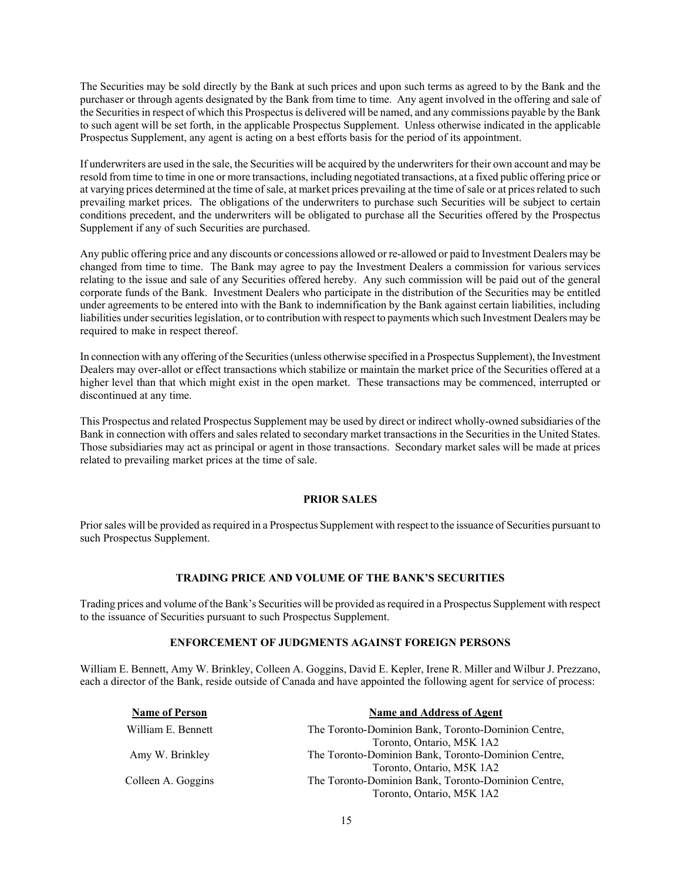The Securities may be sold directly by the Bank at such prices and upon such terms as agreed to by the Bank and the purchaser or through agents designated by the Bank from time to time. Any agent involved in the offering and sale of the Securities in respect of which this Prospectus is delivered will be named, and any commissions payable by the Bank to such agent will be set forth, in the applicable Prospectus Supplement. Unless otherwise indicated in the applicable Prospectus Supplement, any agent is acting on a best efforts basis for the period of its appointment.

If underwriters are used in the sale, the Securities will be acquired by the underwriters for their own account and may be resold from time to time in one or more transactions, including negotiated transactions, at a fixed public offering price or at varying prices determined at the time of sale, at market prices prevailing at the time of sale or at prices related to such prevailing market prices. The obligations of the underwriters to purchase such Securities will be subject to certain conditions precedent, and the underwriters will be obligated to purchase all the Securities offered by the Prospectus Supplement if any of such Securities are purchased.

Any public offering price and any discounts or concessions allowed or re-allowed or paid to Investment Dealers may be changed from time to time. The Bank may agree to pay the Investment Dealers a commission for various services relating to the issue and sale of any Securities offered hereby. Any such commission will be paid out of the general corporate funds of the Bank. Investment Dealers who participate in the distribution of the Securities may be entitled under agreements to be entered into with the Bank to indemnification by the Bank against certain liabilities, including liabilities under securities legislation, or to contribution with respect to payments which such Investment Dealers may be required to make in respect thereof.

In connection with any offering of the Securities (unless otherwise specified in a Prospectus Supplement), the Investment Dealers may over-allot or effect transactions which stabilize or maintain the market price of the Securities offered at a higher level than that which might exist in the open market. These transactions may be commenced, interrupted or discontinued at any time.

This Prospectus and related Prospectus Supplement may be used by direct or indirect wholly-owned subsidiaries of the Bank in connection with offers and sales related to secondary market transactions in the Securities in the United States. Those subsidiaries may act as principal or agent in those transactions. Secondary market sales will be made at prices related to prevailing market prices at the time of sale.

## PRIOR SALES

Prior sales will be provided as required in a Prospectus Supplement with respect to the issuance of Securities pursuant to such Prospectus Supplement.

## TRADING PRICE AND VOLUME OF THE BANK'S SECURITIES

Trading prices and volume of the Bank's Securities will be provided as required in a Prospectus Supplement with respect to the issuance of Securities pursuant to such Prospectus Supplement.

## ENFORCEMENT OF JUDGMENTS AGAINST FOREIGN PERSONS

William E. Bennett, Amy W. Brinkley, Colleen A. Goggins, David E. Kepler, Irene R. Miller and Wilbur J. Prezzano, each a director of the Bank, reside outside of Canada and have appointed the following agent for service of process:

| Name of Person | Name and Address of Agent |
| --- | --- |
| William E. Bennett | The Toronto-Dominion Bank, Toronto-Dominion Centre, Toronto, Ontario, M5K 1A2 |
| Amy W. Brinkley | The Toronto-Dominion Bank, Toronto-Dominion Centre, Toronto, Ontario, M5K 1A2 |
| Colleen A. Goggins | The Toronto-Dominion Bank, Toronto-Dominion Centre, Toronto, Ontario, M5K 1A2 |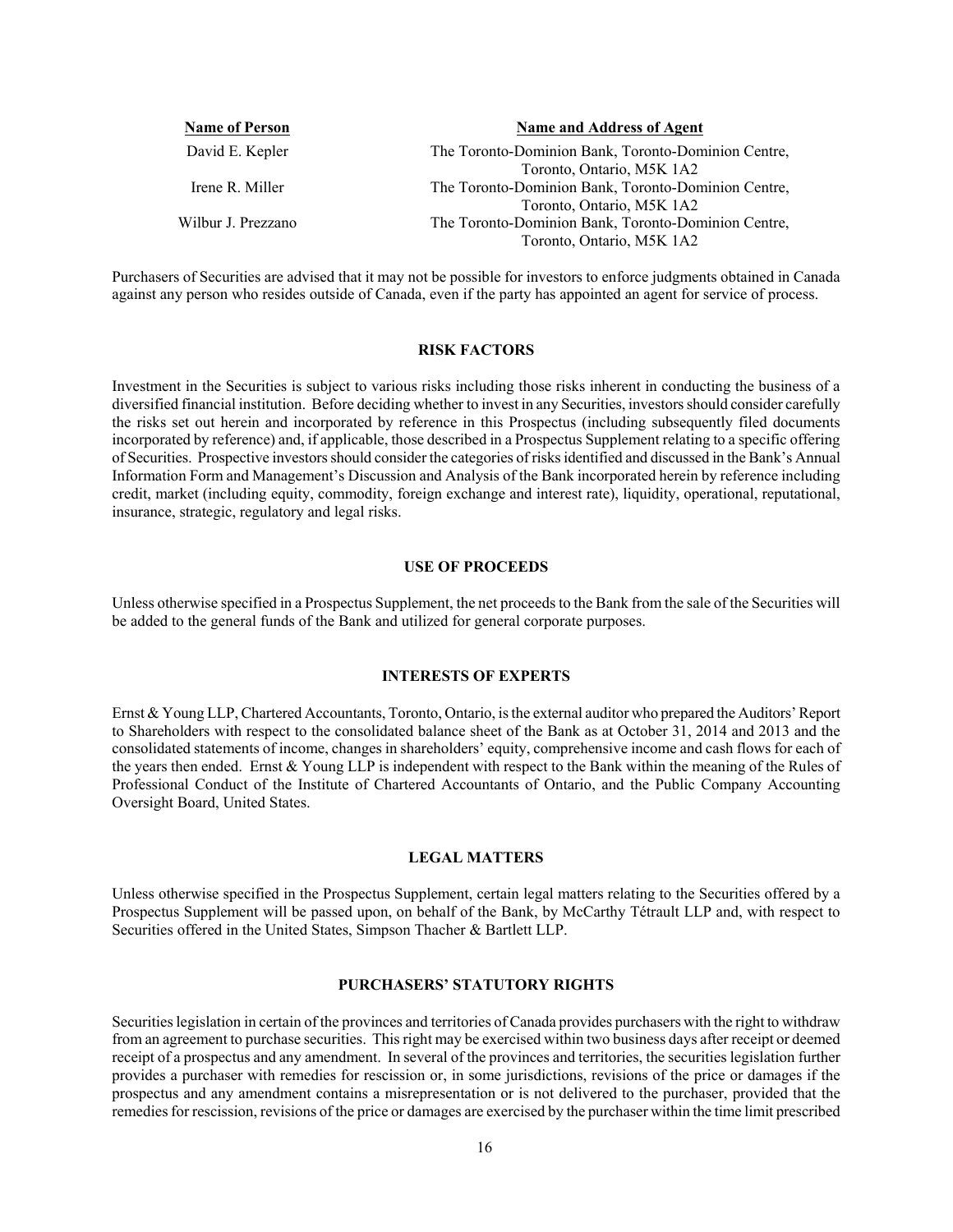| Name of Person | Name and Address of Agent |
| --- | --- |
| David E. Kepler | The Toronto-Dominion Bank, Toronto-Dominion Centre, Toronto, Ontario, M5K 1A2 |
| Irene R. Miller | The Toronto-Dominion Bank, Toronto-Dominion Centre, Toronto, Ontario, M5K 1A2 |
| Wilbur J. Prezzano | The Toronto-Dominion Bank, Toronto-Dominion Centre, Toronto, Ontario, M5K 1A2 |

Purchasers of Securities are advised that it may not be possible for investors to enforce judgments obtained in Canada against any person who resides outside of Canada, even if the party has appointed an agent for service of process.

## RISK FACTORS

Investment in the Securities is subject to various risks including those risks inherent in conducting the business of a diversified financial institution. Before deciding whether to invest in any Securities, investors should consider carefully the risks set out herein and incorporated by reference in this Prospectus (including subsequently filed documents incorporated by reference) and, if applicable, those described in a Prospectus Supplement relating to a specific offering of Securities. Prospective investors should consider the categories of risks identified and discussed in the Bank's Annual Information Form and Management's Discussion and Analysis of the Bank incorporated herein by reference including credit, market (including equity, commodity, foreign exchange and interest rate), liquidity, operational, reputational, insurance, strategic, regulatory and legal risks.

## USE OF PROCEEDS

Unless otherwise specified in a Prospectus Supplement, the net proceeds to the Bank from the sale of the Securities will be added to the general funds of the Bank and utilized for general corporate purposes.

## INTERESTS OF EXPERTS

Ernst & Young LLP, Chartered Accountants, Toronto, Ontario, is the external auditor who prepared the Auditors' Report to Shareholders with respect to the consolidated balance sheet of the Bank as at October 31, 2014 and 2013 and the consolidated statements of income, changes in shareholders' equity, comprehensive income and cash flows for each of the years then ended. Ernst & Young LLP is independent with respect to the Bank within the meaning of the Rules of Professional Conduct of the Institute of Chartered Accountants of Ontario, and the Public Company Accounting Oversight Board, United States.

## LEGAL MATTERS

Unless otherwise specified in the Prospectus Supplement, certain legal matters relating to the Securities offered by a Prospectus Supplement will be passed upon, on behalf of the Bank, by McCarthy Tétrault LLP and, with respect to Securities offered in the United States, Simpson Thacher & Bartlett LLP.

## PURCHASERS' STATUTORY RIGHTS

Securities legislation in certain of the provinces and territories of Canada provides purchasers with the right to withdraw from an agreement to purchase securities. This right may be exercised within two business days after receipt or deemed receipt of a prospectus and any amendment. In several of the provinces and territories, the securities legislation further provides a purchaser with remedies for rescission or, in some jurisdictions, revisions of the price or damages if the prospectus and any amendment contains a misrepresentation or is not delivered to the purchaser, provided that the remedies for rescission, revisions of the price or damages are exercised by the purchaser within the time limit prescribed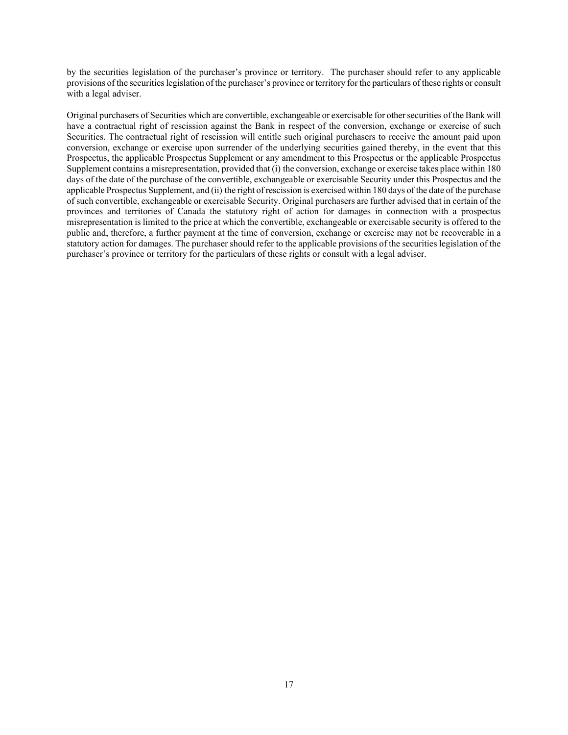by the securities legislation of the purchaser's province or territory. The purchaser should refer to any applicable provisions of the securities legislation of the purchaser's province or territory for the particulars of these rights or consult with a legal adviser.

Original purchasers of Securities which are convertible, exchangeable or exercisable for other securities of the Bank will have a contractual right of rescission against the Bank in respect of the conversion, exchange or exercise of such Securities. The contractual right of rescission will entitle such original purchasers to receive the amount paid upon conversion, exchange or exercise upon surrender of the underlying securities gained thereby, in the event that this Prospectus, the applicable Prospectus Supplement or any amendment to this Prospectus or the applicable Prospectus Supplement contains a misrepresentation, provided that (i) the conversion, exchange or exercise takes place within 180 days of the date of the purchase of the convertible, exchangeable or exercisable Security under this Prospectus and the applicable Prospectus Supplement, and (ii) the right of rescission is exercised within 180 days of the date of the purchase of such convertible, exchangeable or exercisable Security. Original purchasers are further advised that in certain of the provinces and territories of Canada the statutory right of action for damages in connection with a prospectus misrepresentation is limited to the price at which the convertible, exchangeable or exercisable security is offered to the public and, therefore, a further payment at the time of conversion, exchange or exercise may not be recoverable in a statutory action for damages. The purchaser should refer to the applicable provisions of the securities legislation of the purchaser's province or territory for the particulars of these rights or consult with a legal adviser.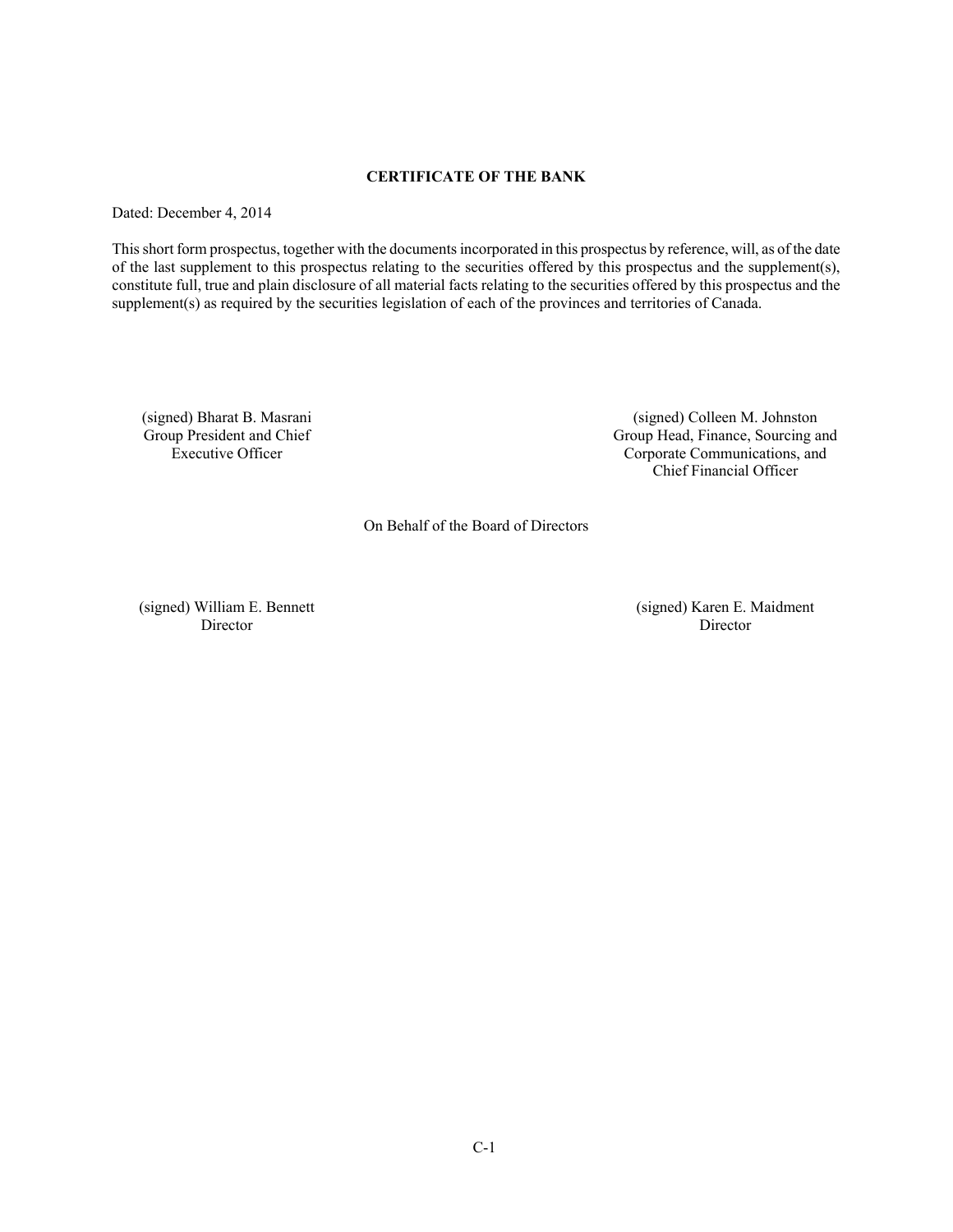**CERTIFICATE OF THE BANK**

Dated: December 4, 2014

This short form prospectus, together with the documents incorporated in this prospectus by reference, will, as of the date of the last supplement to this prospectus relating to the securities offered by this prospectus and the supplement(s), constitute full, true and plain disclosure of all material facts relating to the securities offered by this prospectus and the supplement(s) as required by the securities legislation of each of the provinces and territories of Canada.

(signed) Bharat B. Masrani
Group President and Chief Executive Officer

(signed) Colleen M. Johnston
Group Head, Finance, Sourcing and Corporate Communications, and Chief Financial Officer

On Behalf of the Board of Directors

(signed) William E. Bennett
Director

(signed) Karen E. Maidment
Director